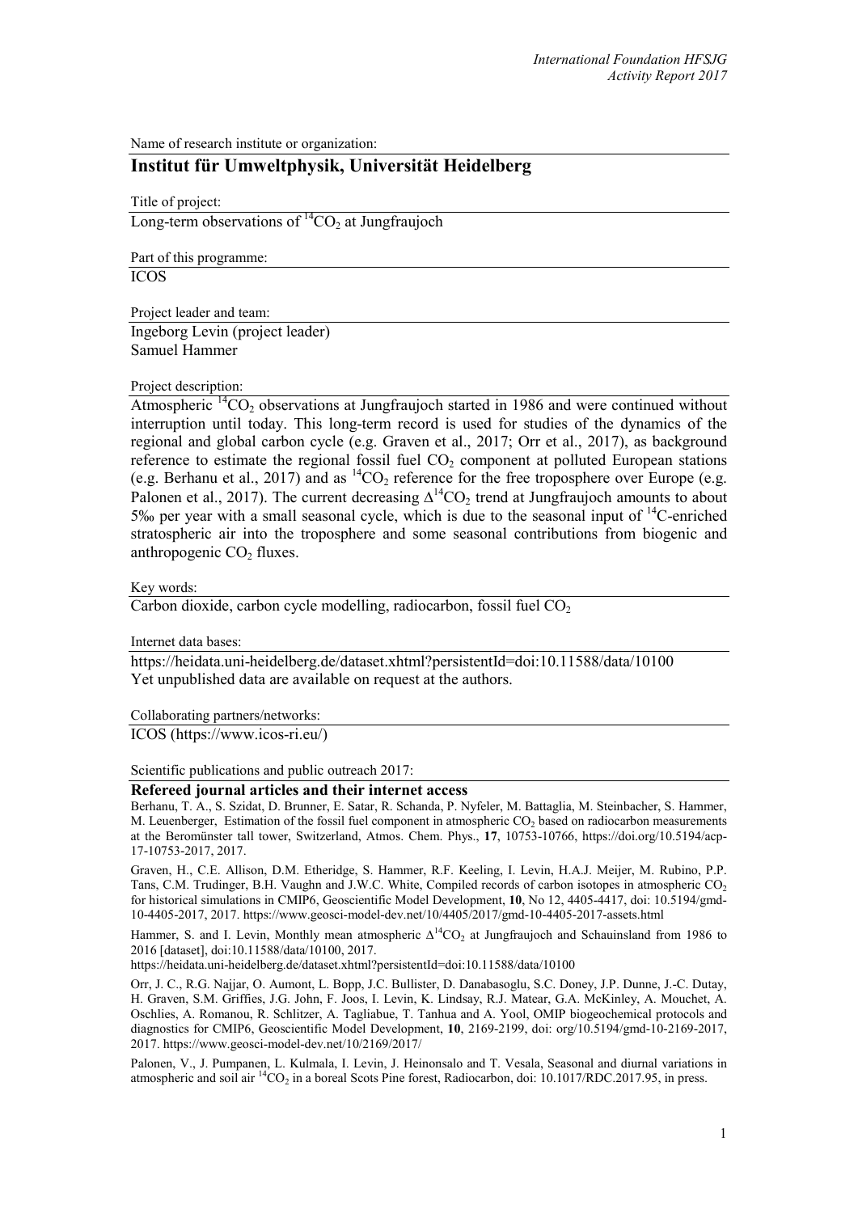Name of research institute or organization:

## Institut für Umweltphysik, Universität Heidelberg

Title of project:

Long-term observations of $^{14}CO_2$ at Jungfraujoch

Part of this programme:

ICOS

Project leader and team:

Ingeborg Levin (project leader)
Samuel Hammer

Project description:

Atmospheric $^{14}CO_2$ observations at Jungfraujoch started in 1986 and were continued without interruption until today. This long-term record is used for studies of the dynamics of the regional and global carbon cycle (e.g. Graven et al., 2017; Orr et al., 2017), as background reference to estimate the regional fossil fuel $CO_2$ component at polluted European stations (e.g. Berhanu et al., 2017) and as $^{14}CO_2$ reference for the free troposphere over Europe (e.g. Palonen et al., 2017). The current decreasing $\Delta^{14}CO_2$ trend at Jungfraujoch amounts to about 5‰ per year with a small seasonal cycle, which is due to the seasonal input of $^{14}C$-enriched stratospheric air into the troposphere and some seasonal contributions from biogenic and anthropogenic $CO_2$ fluxes.

Key words:

Carbon dioxide, carbon cycle modelling, radiocarbon, fossil fuel $CO_2$

Internet data bases:

https://heidata.uni-heidelberg.de/dataset.xhtml?persistentId=doi:10.11588/data/10100
Yet unpublished data are available on request at the authors.

Collaborating partners/networks:

ICOS (https://www.icos-ri.eu/)

Scientific publications and public outreach 2017:

### Refereed journal articles and their internet access

Berhanu, T. A., S. Szidat, D. Brunner, E. Satar, R. Schanda, P. Nyfeler, M. Battaglia, M. Steinbacher, S. Hammer, M. Leuenberger, Estimation of the fossil fuel component in atmospheric $CO_2$ based on radiocarbon measurements at the Beromünster tall tower, Switzerland, Atmos. Chem. Phys., **17**, 10753-10766, https://doi.org/10.5194/acp-17-10753-2017, 2017.

Graven, H., C.E. Allison, D.M. Etheridge, S. Hammer, R.F. Keeling, I. Levin, H.A.J. Meijer, M. Rubino, P.P. Tans, C.M. Trudinger, B.H. Vaughn and J.W.C. White, Compiled records of carbon isotopes in atmospheric $CO_2$ for historical simulations in CMIP6, Geoscientific Model Development, **10**, No 12, 4405-4417, doi: 10.5194/gmd-10-4405-2017, 2017. https://www.geosci-model-dev.net/10/4405/2017/gmd-10-4405-2017-assets.html

Hammer, S. and I. Levin, Monthly mean atmospheric $\Delta^{14}CO_2$ at Jungfraujoch and Schauinsland from 1986 to 2016 [dataset], doi:10.11588/data/10100, 2017.
https://heidata.uni-heidelberg.de/dataset.xhtml?persistentId=doi:10.11588/data/10100

Orr, J. C., R.G. Najjar, O. Aumont, L. Bopp, J.C. Bullister, D. Danabasoglu, S.C. Doney, J.P. Dunne, J.-C. Dutay, H. Graven, S.M. Griffies, J.G. John, F. Joos, I. Levin, K. Lindsay, R.J. Matear, G.A. McKinley, A. Mouchet, A. Oschlies, A. Romanou, R. Schlitzer, A. Tagliabue, T. Tanhua and A. Yool, OMIP biogeochemical protocols and diagnostics for CMIP6, Geoscientific Model Development, **10**, 2169-2199, doi: org/10.5194/gmd-10-2169-2017, 2017. https://www.geosci-model-dev.net/10/2169/2017/

Palonen, V., J. Pumpanen, L. Kulmala, I. Levin, J. Heinonsalo and T. Vesala, Seasonal and diurnal variations in atmospheric and soil air $^{14}CO_2$ in a boreal Scots Pine forest, Radiocarbon, doi: 10.1017/RDC.2017.95, in press.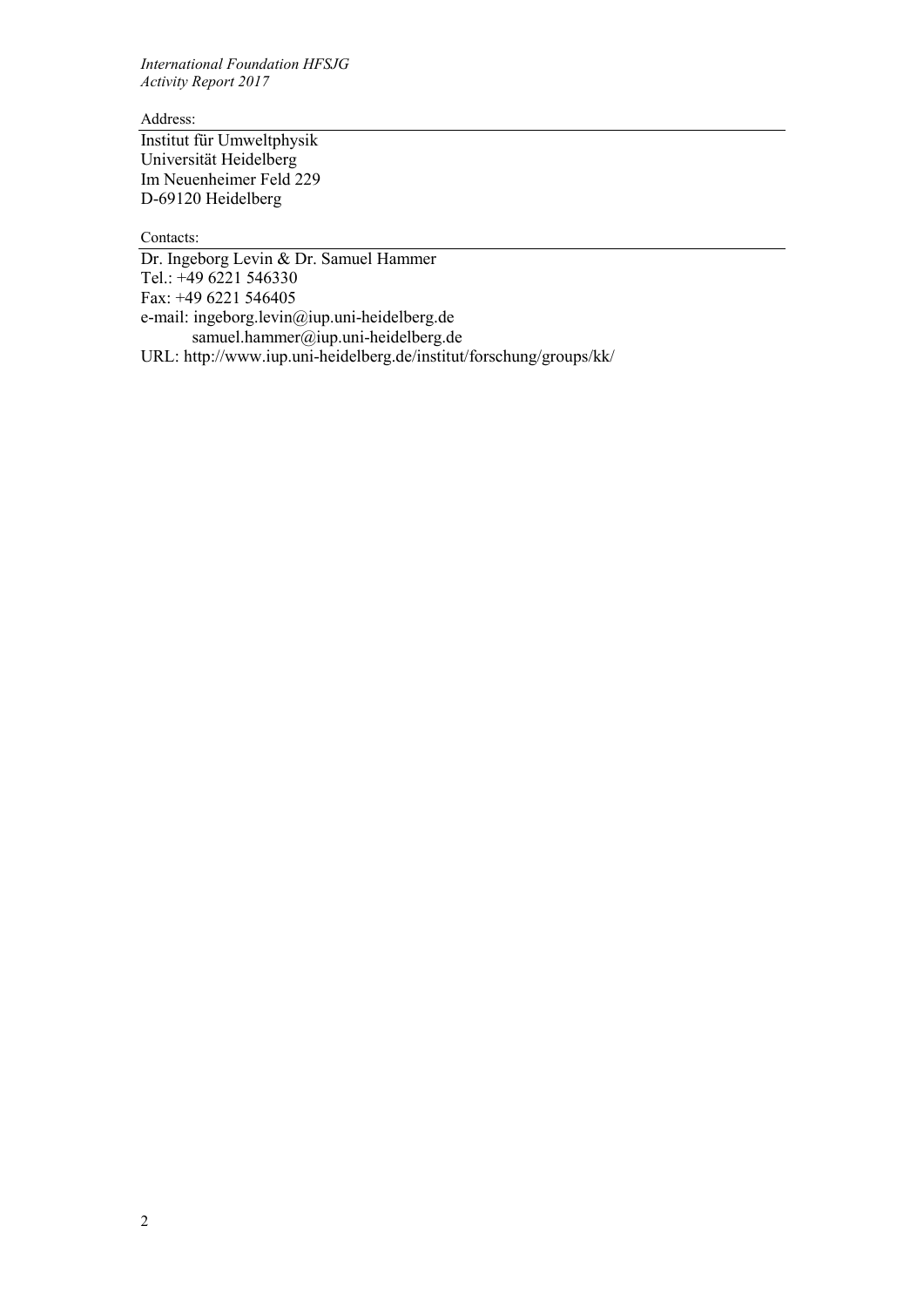Address:

Institut für Umweltphysik
Universität Heidelberg
Im Neuenheimer Feld 229
D-69120 Heidelberg

Contacts:

Dr. Ingeborg Levin & Dr. Samuel Hammer
Tel.: +49 6221 546330
Fax: +49 6221 546405
e-mail: ingeborg.levin@iup.uni-heidelberg.de
samuel.hammer@iup.uni-heidelberg.de
URL: http://www.iup.uni-heidelberg.de/institut/forschung/groups/kk/